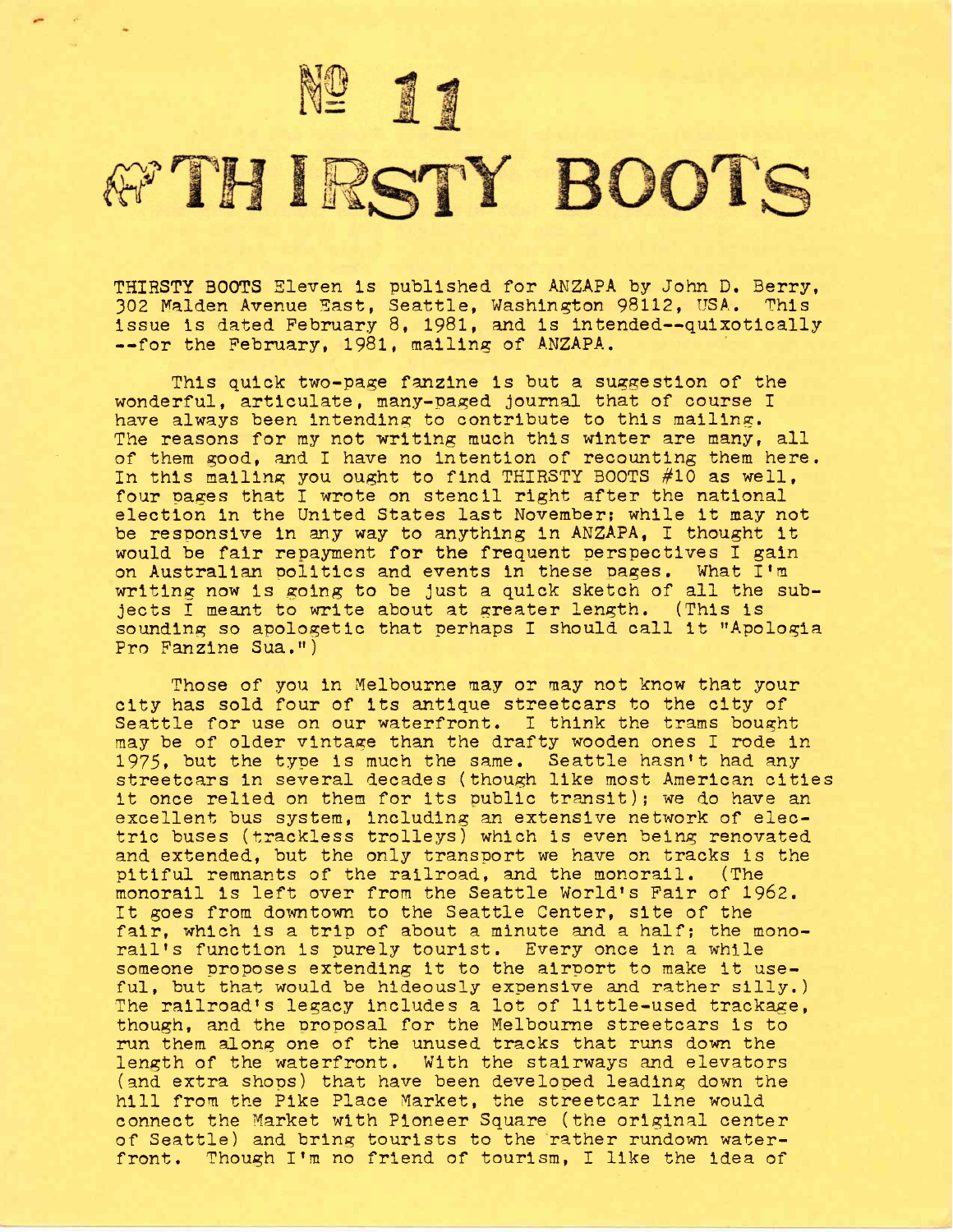# № 11
# THIRSTY BOOTS

THIRSTY BOOTS Eleven is published for ANZAPA by John D. Berry, 302 Malden Avenue East, Seattle, Washington 98112, USA. This issue is dated February 8, 1981, and is intended--quixotically--for the February, 1981, mailing of ANZAPA.

This quick two-page fanzine is but a suggestion of the wonderful, articulate, many-paged journal that of course I have always been intending to contribute to this mailing. The reasons for my not writing much this winter are many, all of them good, and I have no intention of recounting them here. In this mailing you ought to find THIRSTY BOOTS #10 as well, four pages that I wrote on stencil right after the national election in the United States last November; while it may not be responsive in any way to anything in ANZAPA, I thought it would be fair repayment for the frequent perspectives I gain on Australian politics and events in these pages. What I'm writing now is going to be just a quick sketch of all the subjects I meant to write about at greater length. (This is sounding so apologetic that perhaps I should call it "Apologia Pro Fanzine Sua.")

Those of you in Melbourne may or may not know that your city has sold four of its antique streetcars to the city of Seattle for use on our waterfront. I think the trams bought may be of older vintage than the drafty wooden ones I rode in 1975, but the type is much the same. Seattle hasn't had any streetcars in several decades (though like most American cities it once relied on them for its public transit); we do have an excellent bus system, including an extensive network of electric buses (trackless trolleys) which is even being renovated and extended, but the only transport we have on tracks is the pitiful remnants of the railroad, and the monorail. (The monorail is left over from the Seattle World's Fair of 1962. It goes from downtown to the Seattle Center, site of the fair, which is a trip of about a minute and a half; the monorail's function is purely tourist. Every once in a while someone proposes extending it to the airport to make it useful, but that would be hideously expensive and rather silly.) The railroad's legacy includes a lot of little-used trackage, though, and the proposal for the Melbourne streetcars is to run them along one of the unused tracks that runs down the length of the waterfront. With the stairways and elevators (and extra shops) that have been developed leading down the hill from the Pike Place Market, the streetcar line would connect the Market with Pioneer Square (the original center of Seattle) and bring tourists to the rather rundown waterfront. Though I'm no friend of tourism, I like the idea of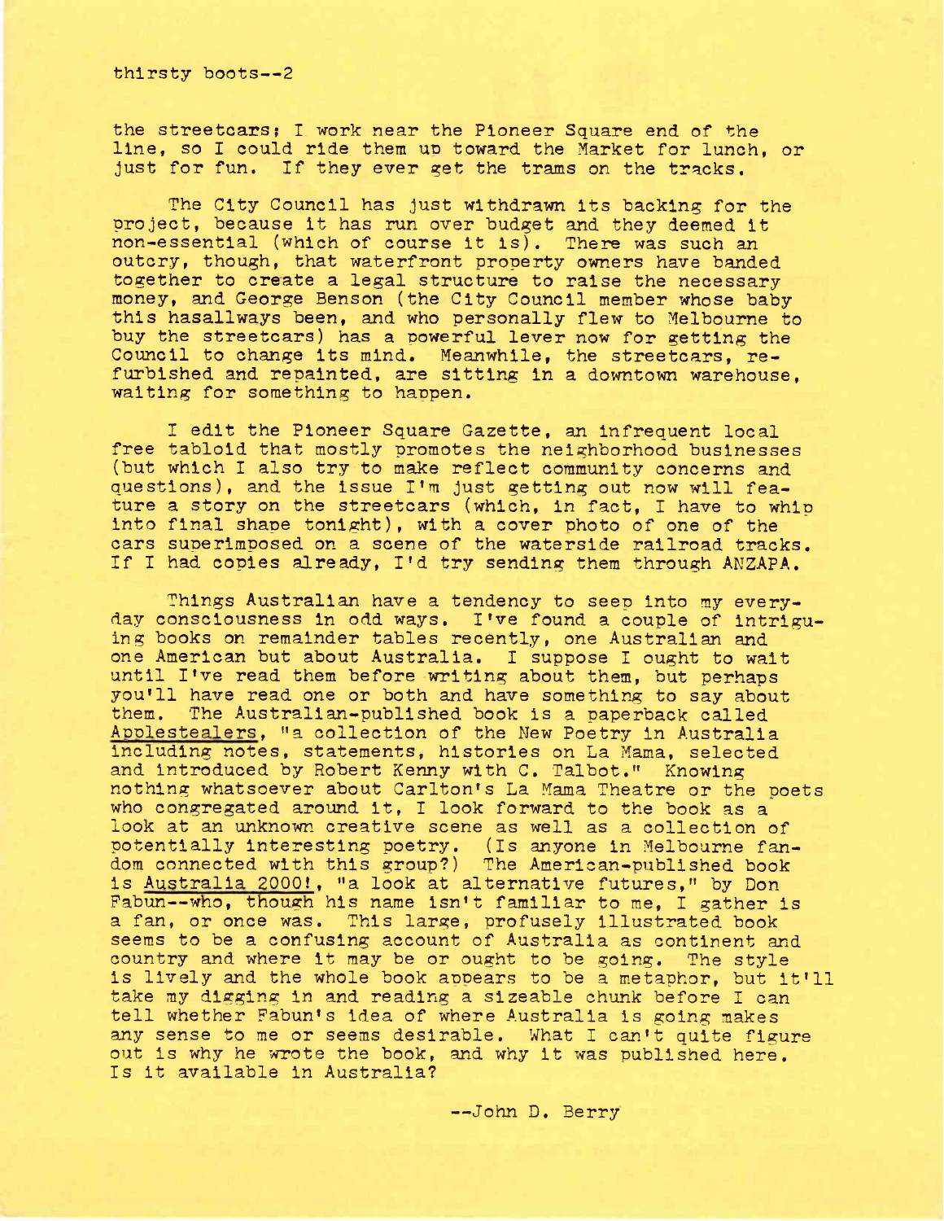the streetcars; I work near the Pioneer Square end of the line, so I could ride them up toward the Market for lunch, or just for fun. If they ever get the trams on the tracks.

The City Council has just withdrawn its backing for the project, because it has run over budget and they deemed it non-essential (which of course it is). There was such an outcry, though, that waterfront property owners have banded together to create a legal structure to raise the necessary money, and George Benson (the City Council member whose baby this hasallways been, and who personally flew to Melbourne to buy the streetcars) has a powerful lever now for getting the Council to change its mind. Meanwhile, the streetcars, refurbished and repainted, are sitting in a downtown warehouse, waiting for something to happen.

I edit the Pioneer Square Gazette, an infrequent local free tabloid that mostly promotes the neighborhood businesses (but which I also try to make reflect community concerns and questions), and the issue I'm just getting out now will feature a story on the streetcars (which, in fact, I have to whip into final shape tonight), with a cover photo of one of the cars superimposed on a scene of the waterside railroad tracks. If I had copies already, I'd try sending them through ANZAPA.

Things Australian have a tendency to seep into my everyday consciousness in odd ways. I've found a couple of intriguing books on remainder tables recently, one Australian and one American but about Australia. I suppose I ought to wait until I've read them before writing about them, but perhaps you'll have read one or both and have something to say about them. The Australian-published book is a paperback called _Applestealers_, "a collection of the New Poetry in Australia including notes, statements, histories on La Mama, selected and introduced by Robert Kenny with C. Talbot." Knowing nothing whatsoever about Carlton's La Mama Theatre or the poets who congregated around it, I look forward to the book as a look at an unknown creative scene as well as a collection of potentially interesting poetry. (Is anyone in Melbourne fandom connected with this group?) The American-published book is _Australia 2000!_, "a look at alternative futures," by Don Fabun--who, though his name isn't familiar to me, I gather is a fan, or once was. This large, profusely illustrated book seems to be a confusing account of Australia as continent and country and where it may be or ought to be going. The style is lively and the whole book appears to be a metaphor, but it'll take my digging in and reading a sizeable chunk before I can tell whether Fabun's idea of where Australia is going makes any sense to me or seems desirable. What I can't quite figure out is why he wrote the book, and why it was published here. Is it available in Australia?

--John D. Berry